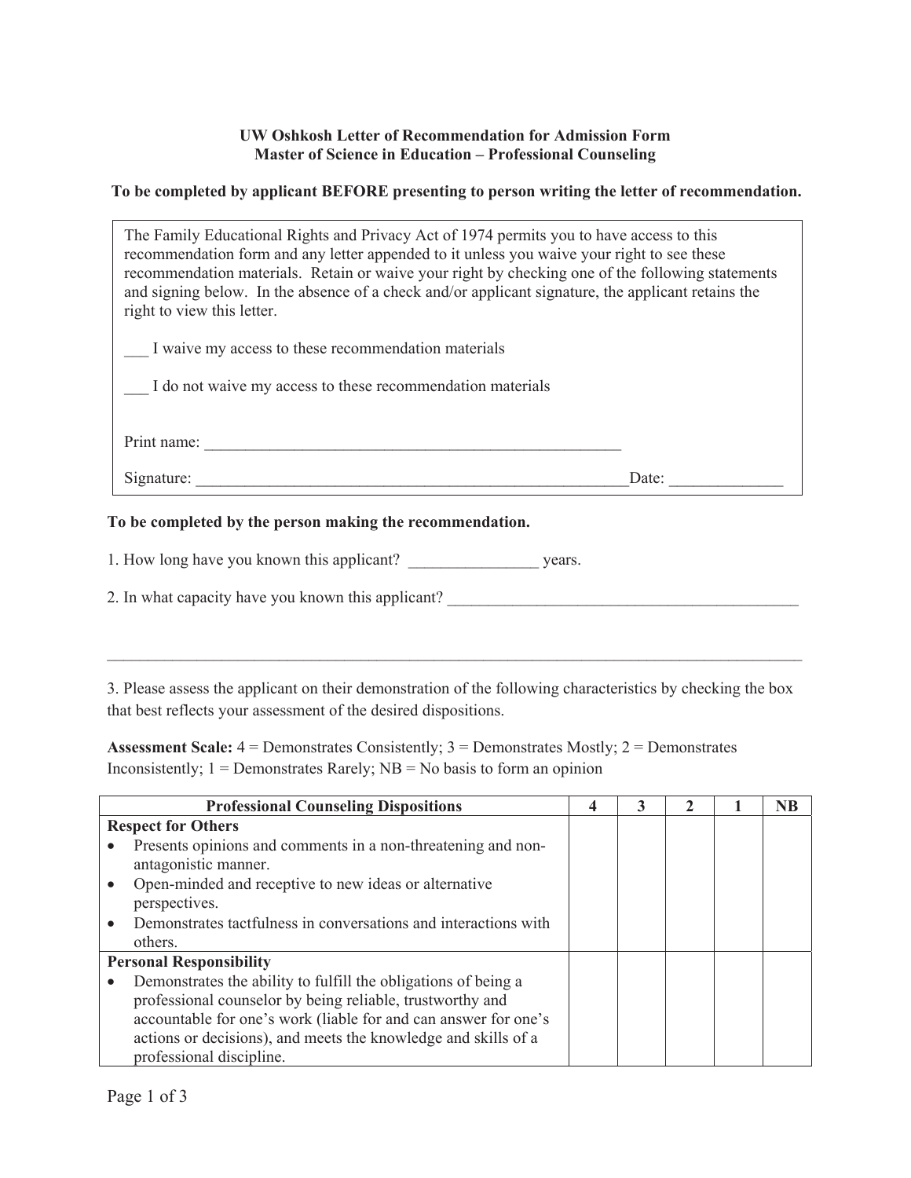**UW Oshkosh Letter of Recommendation for Admission Form**
**Master of Science in Education – Professional Counseling**

**To be completed by applicant BEFORE presenting to person writing the letter of recommendation.**

The Family Educational Rights and Privacy Act of 1974 permits you to have access to this recommendation form and any letter appended to it unless you waive your right to see these recommendation materials. Retain or waive your right by checking one of the following statements and signing below. In the absence of a check and/or applicant signature, the applicant retains the right to view this letter.

___ I waive my access to these recommendation materials

___ I do not waive my access to these recommendation materials

Print name: ___________________________________________________

Signature: ____________________________________________________Date: _____________

**To be completed by the person making the recommendation.**

1. How long have you known this applicant? ________________ years.

2. In what capacity have you known this applicant? _____________________________________________

_____________________________________________________________________________________

3. Please assess the applicant on their demonstration of the following characteristics by checking the box that best reflects your assessment of the desired dispositions.

**Assessment Scale:** 4 = Demonstrates Consistently; 3 = Demonstrates Mostly; 2 = Demonstrates Inconsistently; 1 = Demonstrates Rarely; NB = No basis to form an opinion

| Professional Counseling Dispositions | 4 | 3 | 2 | 1 | NB |
|---|---|---|---|---|---|
| **Respect for Others**<br>• Presents opinions and comments in a non-threatening and non-antagonistic manner.<br>• Open-minded and receptive to new ideas or alternative perspectives.<br>• Demonstrates tactfulness in conversations and interactions with others. | | | | | |
| **Personal Responsibility**<br>• Demonstrates the ability to fulfill the obligations of being a professional counselor by being reliable, trustworthy and accountable for one's work (liable for and can answer for one's actions or decisions), and meets the knowledge and skills of a professional discipline. | | | | | |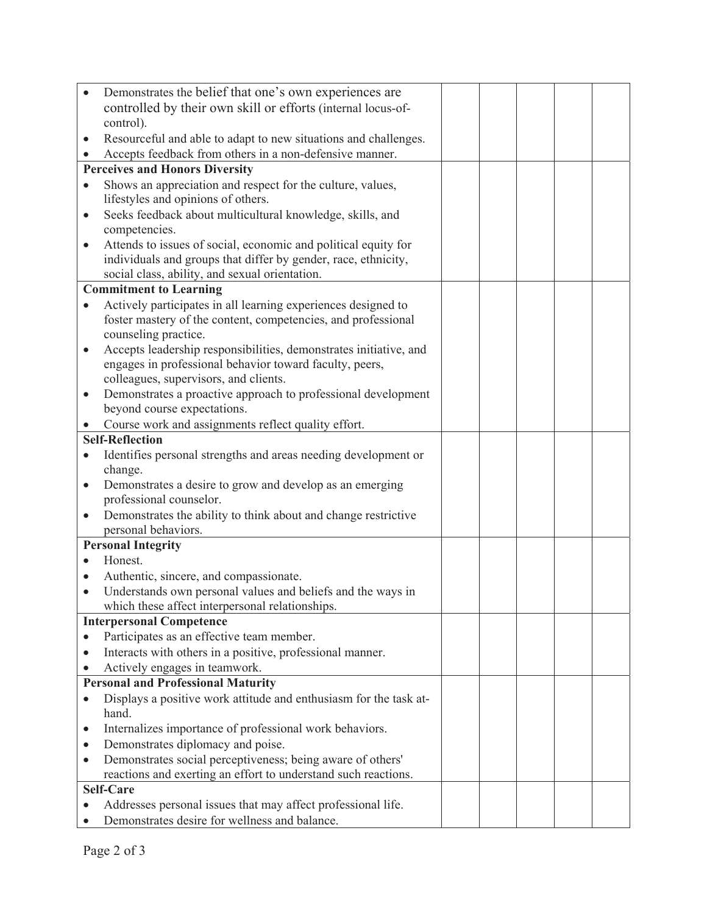| | | | | | |
|---|---|---|---|---|---|
| • Demonstrates the belief that one's own experiences are controlled by their own skill or efforts (internal locus-of-control).<br>• Resourceful and able to adapt to new situations and challenges.<br>• Accepts feedback from others in a non-defensive manner. | | | | | |
| **Perceives and Honors Diversity** | | | | | |
| • Shows an appreciation and respect for the culture, values, lifestyles and opinions of others.<br>• Seeks feedback about multicultural knowledge, skills, and competencies.<br>• Attends to issues of social, economic and political equity for individuals and groups that differ by gender, race, ethnicity, social class, ability, and sexual orientation. | | | | | |
| **Commitment to Learning** | | | | | |
| • Actively participates in all learning experiences designed to foster mastery of the content, competencies, and professional counseling practice.<br>• Accepts leadership responsibilities, demonstrates initiative, and engages in professional behavior toward faculty, peers, colleagues, supervisors, and clients.<br>• Demonstrates a proactive approach to professional development beyond course expectations.<br>• Course work and assignments reflect quality effort. | | | | | |
| **Self-Reflection** | | | | | |
| • Identifies personal strengths and areas needing development or change.<br>• Demonstrates a desire to grow and develop as an emerging professional counselor.<br>• Demonstrates the ability to think about and change restrictive personal behaviors. | | | | | |
| **Personal Integrity** | | | | | |
| • Honest.<br>• Authentic, sincere, and compassionate.<br>• Understands own personal values and beliefs and the ways in which these affect interpersonal relationships. | | | | | |
| **Interpersonal Competence** | | | | | |
| • Participates as an effective team member.<br>• Interacts with others in a positive, professional manner.<br>• Actively engages in teamwork. | | | | | |
| **Personal and Professional Maturity** | | | | | |
| • Displays a positive work attitude and enthusiasm for the task at-hand.<br>• Internalizes importance of professional work behaviors.<br>• Demonstrates diplomacy and poise.<br>• Demonstrates social perceptiveness; being aware of others' reactions and exerting an effort to understand such reactions. | | | | | |
| **Self-Care** | | | | | |
| • Addresses personal issues that may affect professional life.<br>• Demonstrates desire for wellness and balance. | | | | | |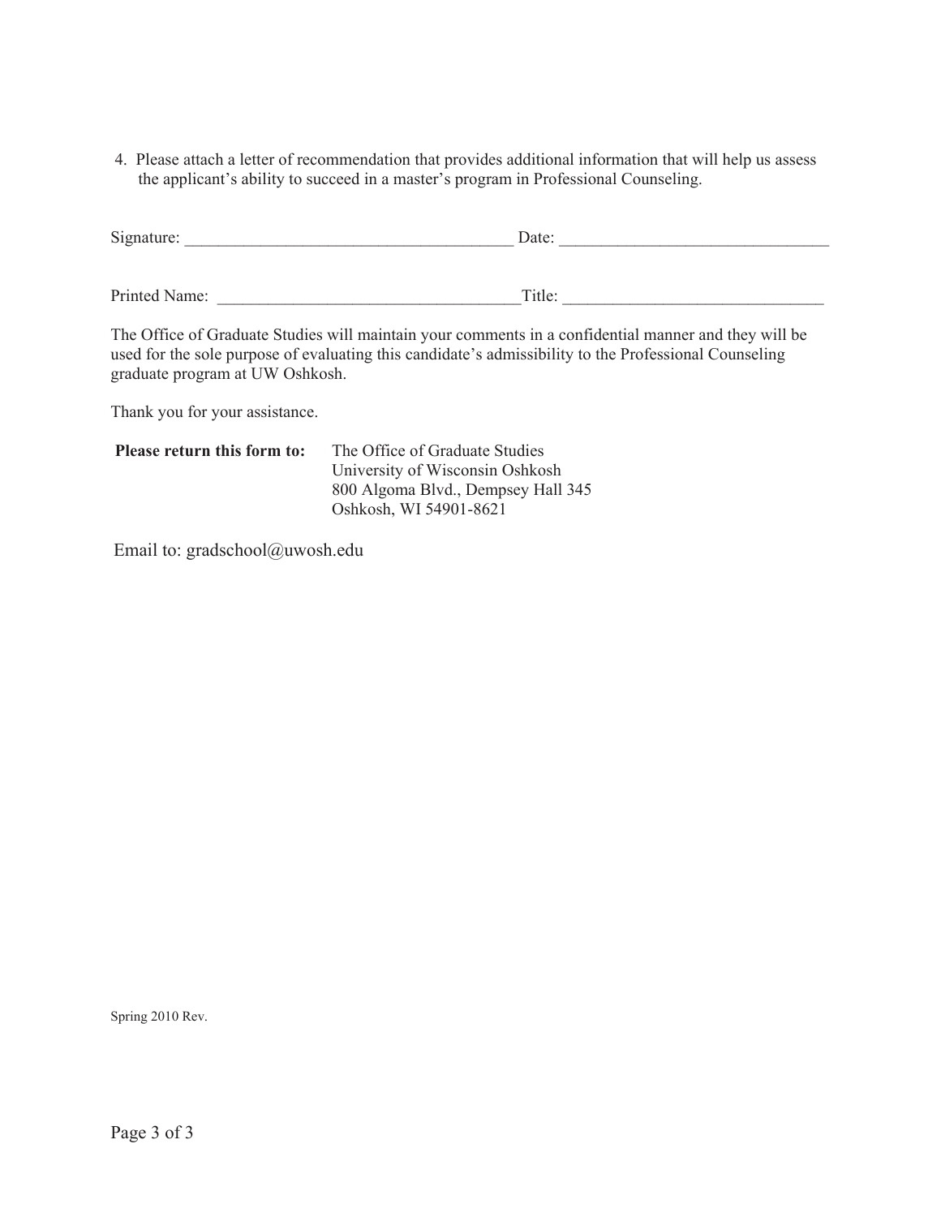4. Please attach a letter of recommendation that provides additional information that will help us assess the applicant's ability to succeed in a master's program in Professional Counseling.

Signature: ______________________________________ Date: ______________________________

Printed Name: __________________________________Title: _____________________________

The Office of Graduate Studies will maintain your comments in a confidential manner and they will be used for the sole purpose of evaluating this candidate's admissibility to the Professional Counseling graduate program at UW Oshkosh.

Thank you for your assistance.

**Please return this form to:** The Office of Graduate Studies
University of Wisconsin Oshkosh
800 Algoma Blvd., Dempsey Hall 345
Oshkosh, WI 54901-8621

Email to: gradschool@uwosh.edu

Spring 2010 Rev.